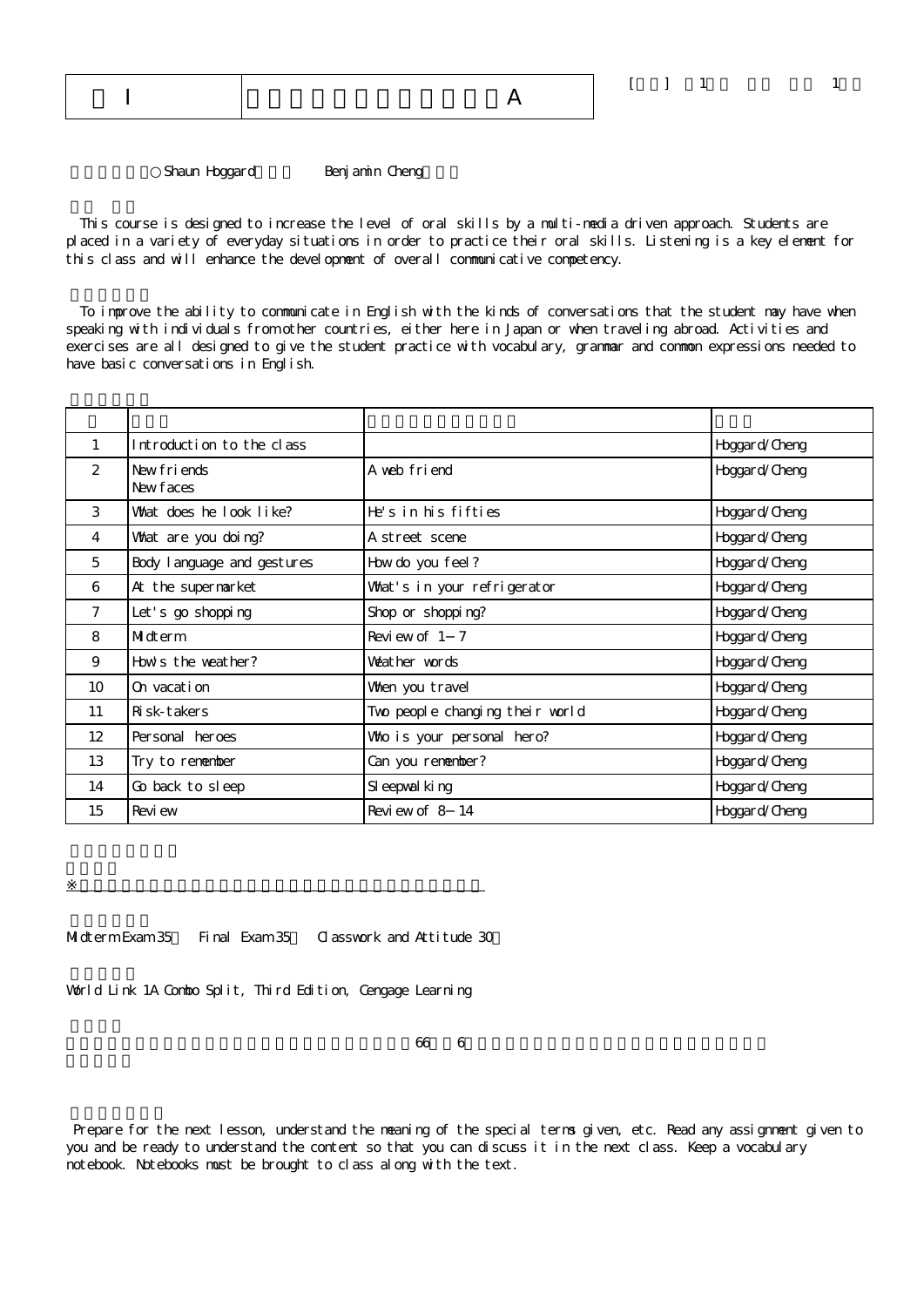| I | A |
|---|---|

[ ] 1 1

○Shaun Hoggard Benjamin Cheng

This course is designed to increase the level of oral skills by a multi-media driven approach. Students are placed in a variety of everyday situations in order to practice their oral skills. Listening is a key element for this class and will enhance the development of overall communicative competency.

To improve the ability to communicate in English with the kinds of conversations that the student may have when speaking with individuals from other countries, either here in Japan or when traveling abroad. Activities and exercises are all designed to give the student practice with vocabulary, grammar and common expressions needed to have basic conversations in English.

| | | | |
|---|---|---|---|
| 1 | Introduction to the class | | Hoggard/Cheng |
| 2 | New friends<br>New faces | A web friend | Hoggard/Cheng |
| 3 | What does he look like? | He's in his fifties | Hoggard/Cheng |
| 4 | What are you doing? | A street scene | Hoggard/Cheng |
| 5 | Body language and gestures | How do you feel? | Hoggard/Cheng |
| 6 | At the supermarket | What's in your refrigerator | Hoggard/Cheng |
| 7 | Let's go shopping | Shop or shopping? | Hoggard/Cheng |
| 8 | Midterm | Review of 1−7 | Hoggard/Cheng |
| 9 | How's the weather? | Weather words | Hoggard/Cheng |
| 10 | On vacation | When you travel | Hoggard/Cheng |
| 11 | Risk-takers | Two people changing their world | Hoggard/Cheng |
| 12 | Personal heroes | Who is your personal hero? | Hoggard/Cheng |
| 13 | Try to remember | Can you remember? | Hoggard/Cheng |
| 14 | Go back to sleep | Sleepwalking | Hoggard/Cheng |
| 15 | Review | Review of 8−14 | Hoggard/Cheng |

※

Midterm Exam 35 Final Exam 35 Classwork and Attitude 30

World Link 1A Combo Split, Third Edition, Cengage Learning

66 6

Prepare for the next lesson, understand the meaning of the special terms given, etc. Read any assignment given to you and be ready to understand the content so that you can discuss it in the next class. Keep a vocabulary notebook. Notebooks must be brought to class along with the text.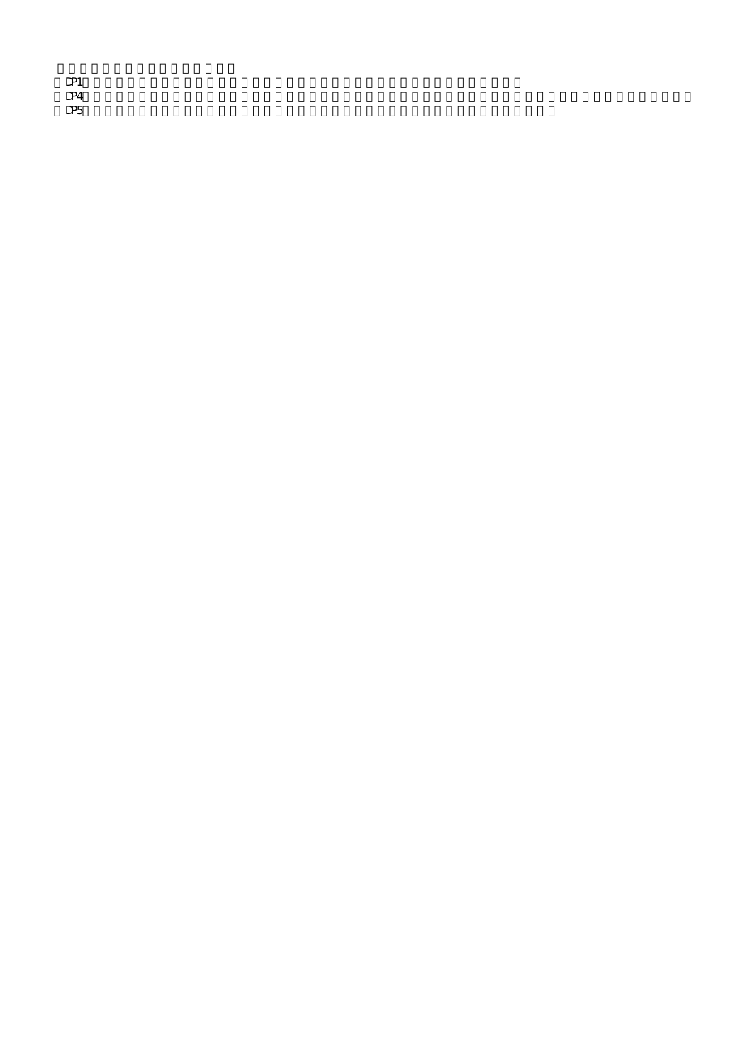DP1

DP4

DP5